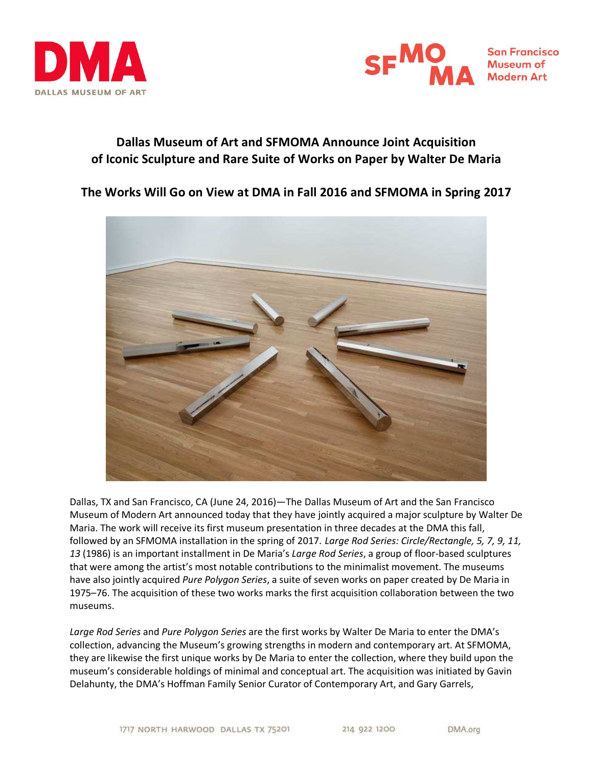# Dallas Museum of Art and SFMOMA Announce Joint Acquisition of Iconic Sculpture and Rare Suite of Works on Paper by Walter De Maria

## The Works Will Go on View at DMA in Fall 2016 and SFMOMA in Spring 2017

Dallas, TX and San Francisco, CA (June 24, 2016)—The Dallas Museum of Art and the San Francisco Museum of Modern Art announced today that they have jointly acquired a major sculpture by Walter De Maria. The work will receive its first museum presentation in three decades at the DMA this fall, followed by an SFMOMA installation in the spring of 2017. *Large Rod Series: Circle/Rectangle, 5, 7, 9, 11, 13* (1986) is an important installment in De Maria's *Large Rod Series*, a group of floor-based sculptures that were among the artist's most notable contributions to the minimalist movement. The museums have also jointly acquired *Pure Polygon Series*, a suite of seven works on paper created by De Maria in 1975–76. The acquisition of these two works marks the first acquisition collaboration between the two museums.

*Large Rod Series* and *Pure Polygon Series* are the first works by Walter De Maria to enter the DMA's collection, advancing the Museum's growing strengths in modern and contemporary art. At SFMOMA, they are likewise the first unique works by De Maria to enter the collection, where they build upon the museum's considerable holdings of minimal and conceptual art. The acquisition was initiated by Gavin Delahunty, the DMA's Hoffman Family Senior Curator of Contemporary Art, and Gary Garrels,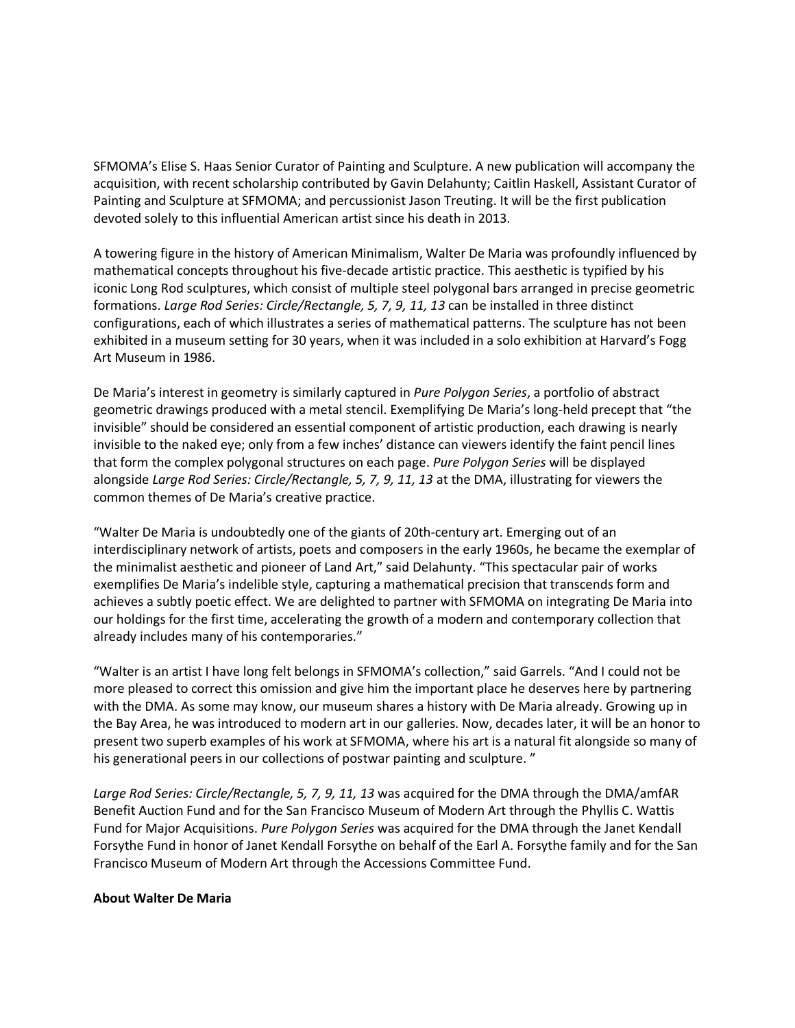SFMOMA's Elise S. Haas Senior Curator of Painting and Sculpture. A new publication will accompany the acquisition, with recent scholarship contributed by Gavin Delahunty; Caitlin Haskell, Assistant Curator of Painting and Sculpture at SFMOMA; and percussionist Jason Treuting. It will be the first publication devoted solely to this influential American artist since his death in 2013.

A towering figure in the history of American Minimalism, Walter De Maria was profoundly influenced by mathematical concepts throughout his five-decade artistic practice. This aesthetic is typified by his iconic Long Rod sculptures, which consist of multiple steel polygonal bars arranged in precise geometric formations. *Large Rod Series: Circle/Rectangle, 5, 7, 9, 11, 13* can be installed in three distinct configurations, each of which illustrates a series of mathematical patterns. The sculpture has not been exhibited in a museum setting for 30 years, when it was included in a solo exhibition at Harvard's Fogg Art Museum in 1986.

De Maria's interest in geometry is similarly captured in *Pure Polygon Series*, a portfolio of abstract geometric drawings produced with a metal stencil. Exemplifying De Maria's long-held precept that "the invisible" should be considered an essential component of artistic production, each drawing is nearly invisible to the naked eye; only from a few inches' distance can viewers identify the faint pencil lines that form the complex polygonal structures on each page. *Pure Polygon Series* will be displayed alongside *Large Rod Series: Circle/Rectangle, 5, 7, 9, 11, 13* at the DMA, illustrating for viewers the common themes of De Maria's creative practice.

"Walter De Maria is undoubtedly one of the giants of 20th-century art. Emerging out of an interdisciplinary network of artists, poets and composers in the early 1960s, he became the exemplar of the minimalist aesthetic and pioneer of Land Art," said Delahunty. "This spectacular pair of works exemplifies De Maria's indelible style, capturing a mathematical precision that transcends form and achieves a subtly poetic effect. We are delighted to partner with SFMOMA on integrating De Maria into our holdings for the first time, accelerating the growth of a modern and contemporary collection that already includes many of his contemporaries."

"Walter is an artist I have long felt belongs in SFMOMA's collection," said Garrels. "And I could not be more pleased to correct this omission and give him the important place he deserves here by partnering with the DMA. As some may know, our museum shares a history with De Maria already. Growing up in the Bay Area, he was introduced to modern art in our galleries. Now, decades later, it will be an honor to present two superb examples of his work at SFMOMA, where his art is a natural fit alongside so many of his generational peers in our collections of postwar painting and sculpture. "

*Large Rod Series: Circle/Rectangle, 5, 7, 9, 11, 13* was acquired for the DMA through the DMA/amfAR Benefit Auction Fund and for the San Francisco Museum of Modern Art through the Phyllis C. Wattis Fund for Major Acquisitions. *Pure Polygon Series* was acquired for the DMA through the Janet Kendall Forsythe Fund in honor of Janet Kendall Forsythe on behalf of the Earl A. Forsythe family and for the San Francisco Museum of Modern Art through the Accessions Committee Fund.

**About Walter De Maria**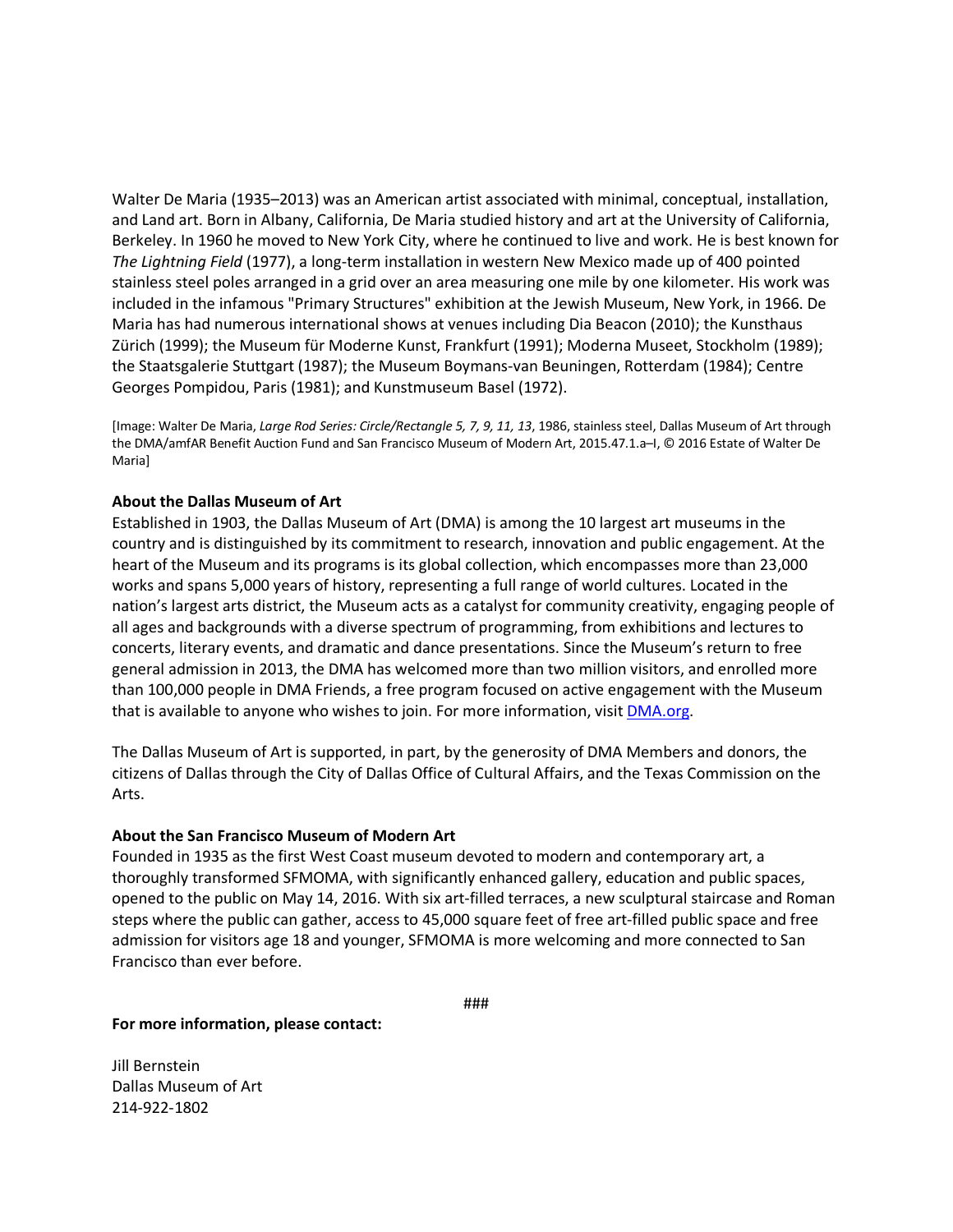Walter De Maria (1935–2013) was an American artist associated with minimal, conceptual, installation, and Land art. Born in Albany, California, De Maria studied history and art at the University of California, Berkeley. In 1960 he moved to New York City, where he continued to live and work. He is best known for *The Lightning Field* (1977), a long-term installation in western New Mexico made up of 400 pointed stainless steel poles arranged in a grid over an area measuring one mile by one kilometer. His work was included in the infamous "Primary Structures" exhibition at the Jewish Museum, New York, in 1966. De Maria has had numerous international shows at venues including Dia Beacon (2010); the Kunsthaus Zürich (1999); the Museum für Moderne Kunst, Frankfurt (1991); Moderna Museet, Stockholm (1989); the Staatsgalerie Stuttgart (1987); the Museum Boymans-van Beuningen, Rotterdam (1984); Centre Georges Pompidou, Paris (1981); and Kunstmuseum Basel (1972).

[Image: Walter De Maria, *Large Rod Series: Circle/Rectangle 5, 7, 9, 11, 13*, 1986, stainless steel, Dallas Museum of Art through the DMA/amfAR Benefit Auction Fund and San Francisco Museum of Modern Art, 2015.47.1.a–I, © 2016 Estate of Walter De Maria]

**About the Dallas Museum of Art**

Established in 1903, the Dallas Museum of Art (DMA) is among the 10 largest art museums in the country and is distinguished by its commitment to research, innovation and public engagement. At the heart of the Museum and its programs is its global collection, which encompasses more than 23,000 works and spans 5,000 years of history, representing a full range of world cultures. Located in the nation's largest arts district, the Museum acts as a catalyst for community creativity, engaging people of all ages and backgrounds with a diverse spectrum of programming, from exhibitions and lectures to concerts, literary events, and dramatic and dance presentations. Since the Museum's return to free general admission in 2013, the DMA has welcomed more than two million visitors, and enrolled more than 100,000 people in DMA Friends, a free program focused on active engagement with the Museum that is available to anyone who wishes to join. For more information, visit [DMA.org](http://DMA.org).

The Dallas Museum of Art is supported, in part, by the generosity of DMA Members and donors, the citizens of Dallas through the City of Dallas Office of Cultural Affairs, and the Texas Commission on the Arts.

**About the San Francisco Museum of Modern Art**

Founded in 1935 as the first West Coast museum devoted to modern and contemporary art, a thoroughly transformed SFMOMA, with significantly enhanced gallery, education and public spaces, opened to the public on May 14, 2016. With six art-filled terraces, a new sculptural staircase and Roman steps where the public can gather, access to 45,000 square feet of free art-filled public space and free admission for visitors age 18 and younger, SFMOMA is more welcoming and more connected to San Francisco than ever before.

###

**For more information, please contact:**

Jill Bernstein
Dallas Museum of Art
214-922-1802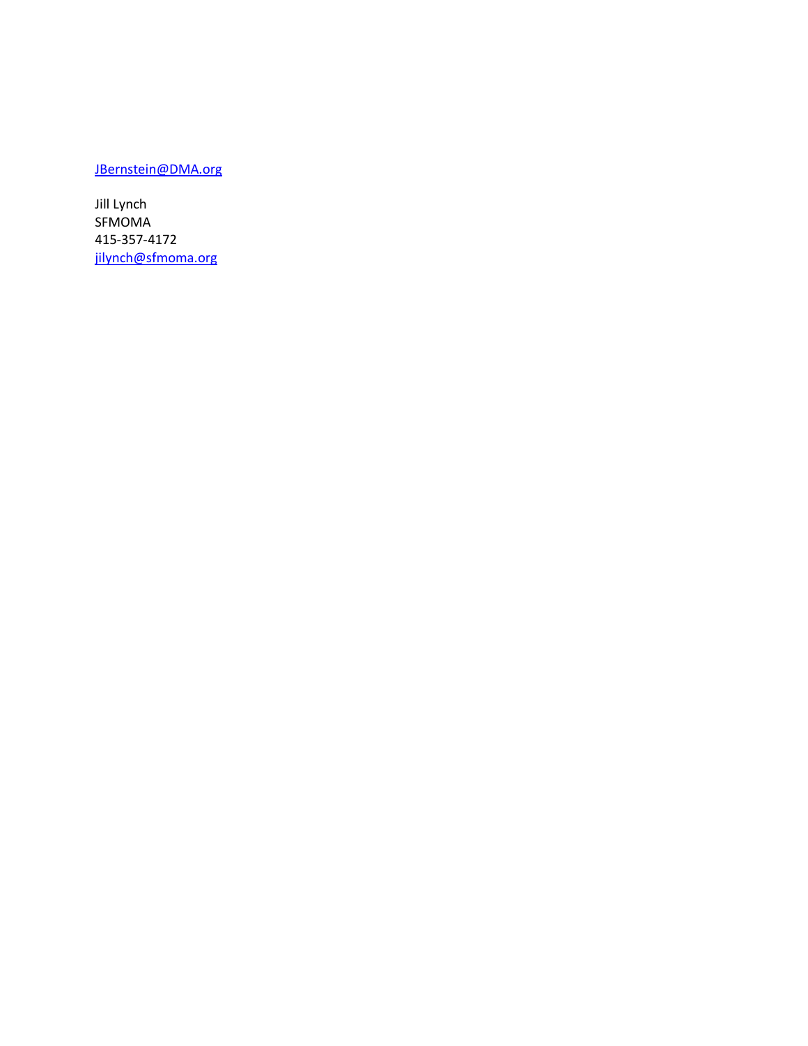JBernstein@DMA.org

Jill Lynch  
SFMOMA  
415-357-4172  
jilynch@sfmoma.org